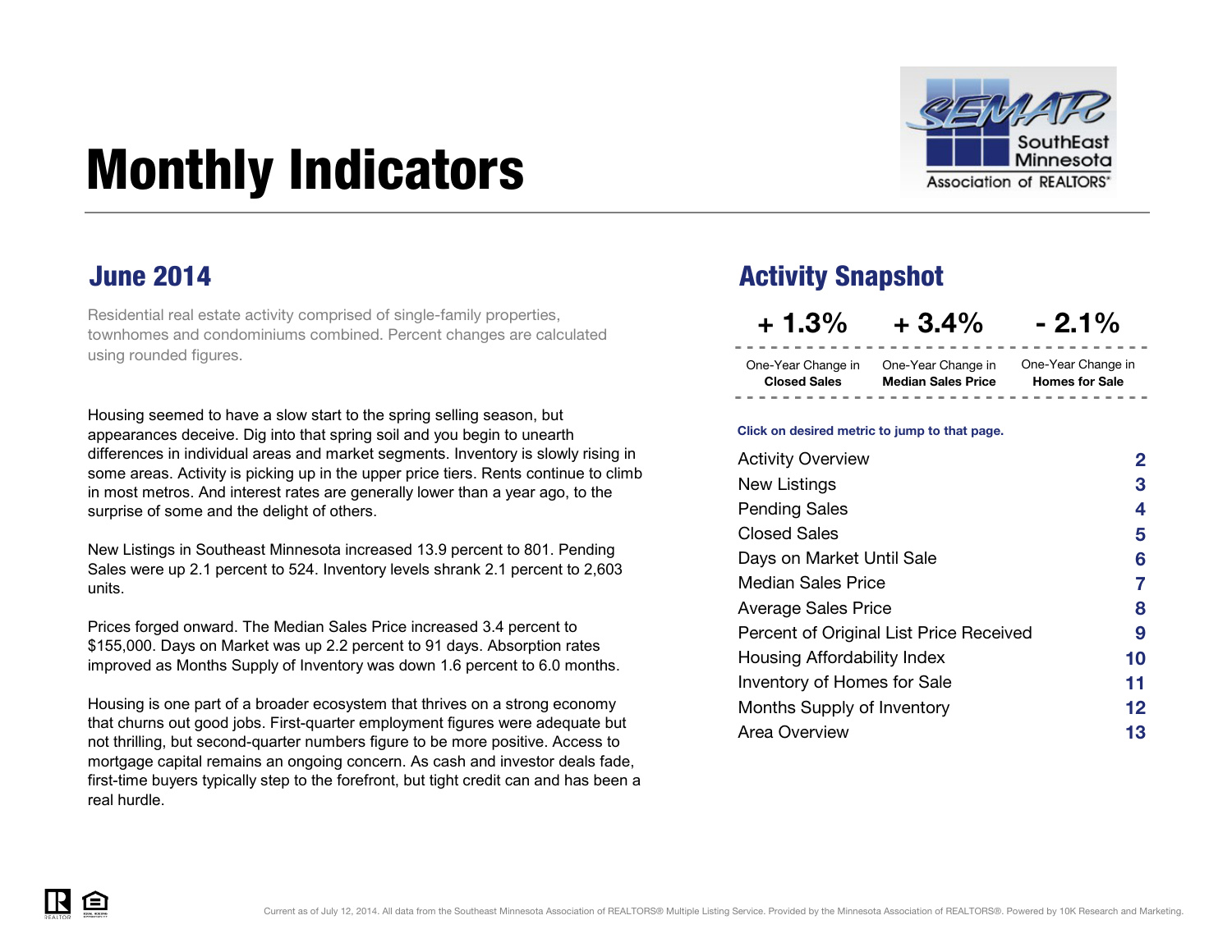# Monthly Indicators

SouthEast Minnesota Association of REALTORS®

## June 2014

Residential real estate activity comprised of single-family properties, townhomes and condominiums combined. Percent changes are calculated using rounded figures.

Housing seemed to have a slow start to the spring selling season, but appearances deceive. Dig into that spring soil and you begin to unearth differences in individual areas and market segments. Inventory is slowly rising in some areas. Activity is picking up in the upper price tiers. Rents continue to climb in most metros. And interest rates are generally lower than a year ago, to the surprise of some and the delight of others.

New Listings in Southeast Minnesota increased 13.9 percent to 801. Pending Sales were up 2.1 percent to 524. Inventory levels shrank 2.1 percent to 2,603 units.

Prices forged onward. The Median Sales Price increased 3.4 percent to $155,000. Days on Market was up 2.2 percent to 91 days. Absorption rates improved as Months Supply of Inventory was down 1.6 percent to 6.0 months.

Housing is one part of a broader ecosystem that thrives on a strong economy that churns out good jobs. First-quarter employment figures were adequate but not thrilling, but second-quarter numbers figure to be more positive. Access to mortgage capital remains an ongoing concern. As cash and investor deals fade, first-time buyers typically step to the forefront, but tight credit can and has been a real hurdle.

## Activity Snapshot

| + 1.3% | + 3.4% | - 2.1% |
|---|---|---|
| One-Year Change in **Closed Sales** | One-Year Change in **Median Sales Price** | One-Year Change in **Homes for Sale** |

**Click on desired metric to jump to that page.**

| | |
|---|---|
| Activity Overview | 2 |
| New Listings | 3 |
| Pending Sales | 4 |
| Closed Sales | 5 |
| Days on Market Until Sale | 6 |
| Median Sales Price | 7 |
| Average Sales Price | 8 |
| Percent of Original List Price Received | 9 |
| Housing Affordability Index | 10 |
| Inventory of Homes for Sale | 11 |
| Months Supply of Inventory | 12 |
| Area Overview | 13 |

Current as of July 12, 2014. All data from the Southeast Minnesota Association of REALTORS® Multiple Listing Service. Provided by the Minnesota Association of REALTORS®. Powered by 10K Research and Marketing.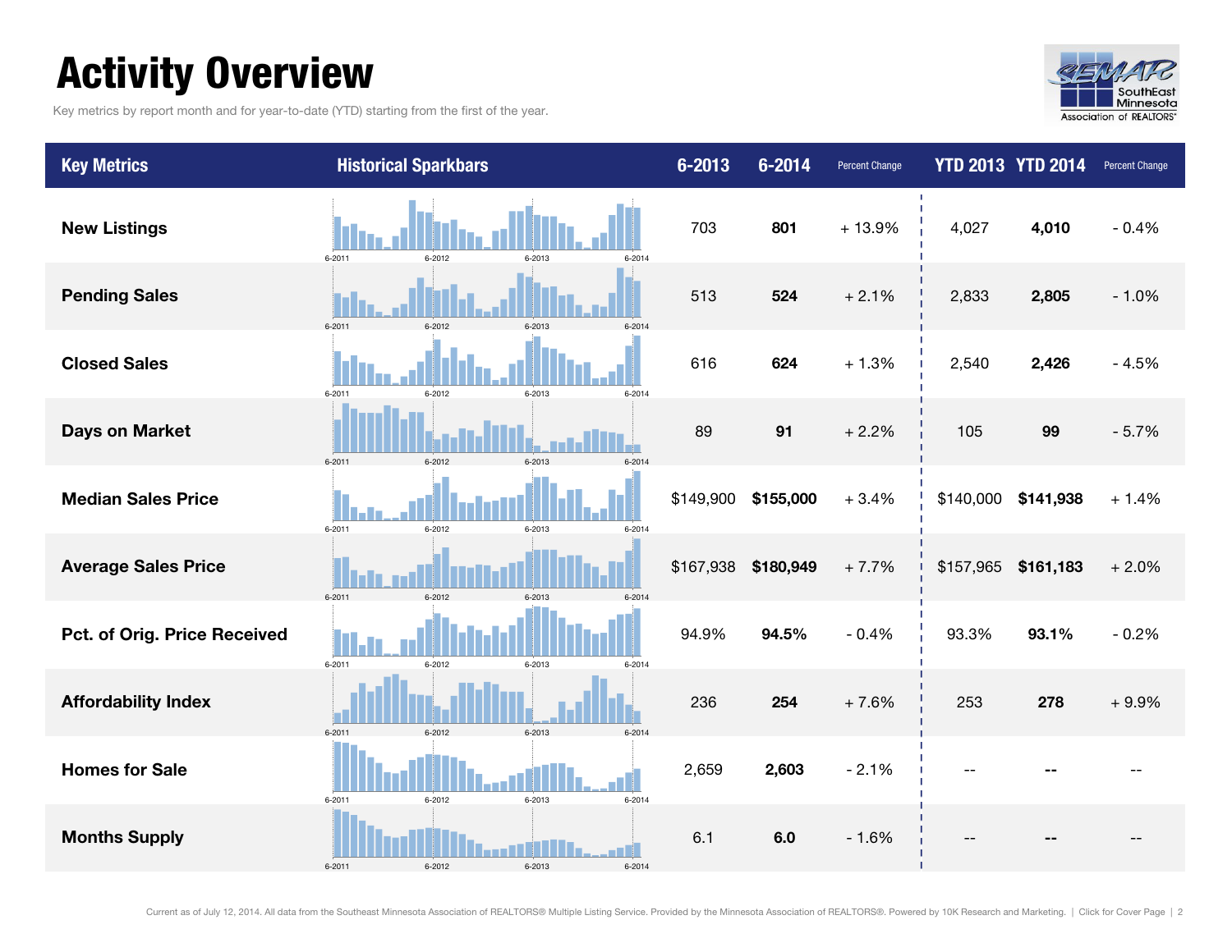# Activity Overview

Key metrics by report month and for year-to-date (YTD) starting from the first of the year.

| Key Metrics | Historical Sparkbars | 6-2013 | 6-2014 | Percent Change | YTD 2013 | YTD 2014 | Percent Change |
|---|---|---|---|---|---|---|---|
| New Listings | 6-2011 6-2012 6-2013 6-2014 | 703 | **801** | + 13.9% | 4,027 | **4,010** | - 0.4% |
| Pending Sales | 6-2011 6-2012 6-2013 6-2014 | 513 | **524** | + 2.1% | 2,833 | **2,805** | - 1.0% |
| Closed Sales | 6-2011 6-2012 6-2013 6-2014 | 616 | **624** | + 1.3% | 2,540 | **2,426** | - 4.5% |
| Days on Market | 6-2011 6-2012 6-2013 6-2014 | 89 | **91** | + 2.2% | 105 | **99** | - 5.7% |
| Median Sales Price | 6-2011 6-2012 6-2013 6-2014 | $149,900 | **$155,000** | + 3.4% | $140,000 | **$141,938** | + 1.4% |
| Average Sales Price | 6-2011 6-2012 6-2013 6-2014 | $167,938 | **$180,949** | + 7.7% | $157,965 | **$161,183** | + 2.0% |
| Pct. of Orig. Price Received | 6-2011 6-2012 6-2013 6-2014 | 94.9% | **94.5%** | - 0.4% | 93.3% | **93.1%** | - 0.2% |
| Affordability Index | 6-2011 6-2012 6-2013 6-2014 | 236 | **254** | + 7.6% | 253 | **278** | + 9.9% |
| Homes for Sale | 6-2011 6-2012 6-2013 6-2014 | 2,659 | **2,603** | - 2.1% | -- | **--** | -- |
| Months Supply | 6-2011 6-2012 6-2013 6-2014 | 6.1 | **6.0** | - 1.6% | -- | **--** | -- |

Current as of July 12, 2014. All data from the Southeast Minnesota Association of REALTORS® Multiple Listing Service. Provided by the Minnesota Association of REALTORS®. Powered by 10K Research and Marketing. | Click for Cover Page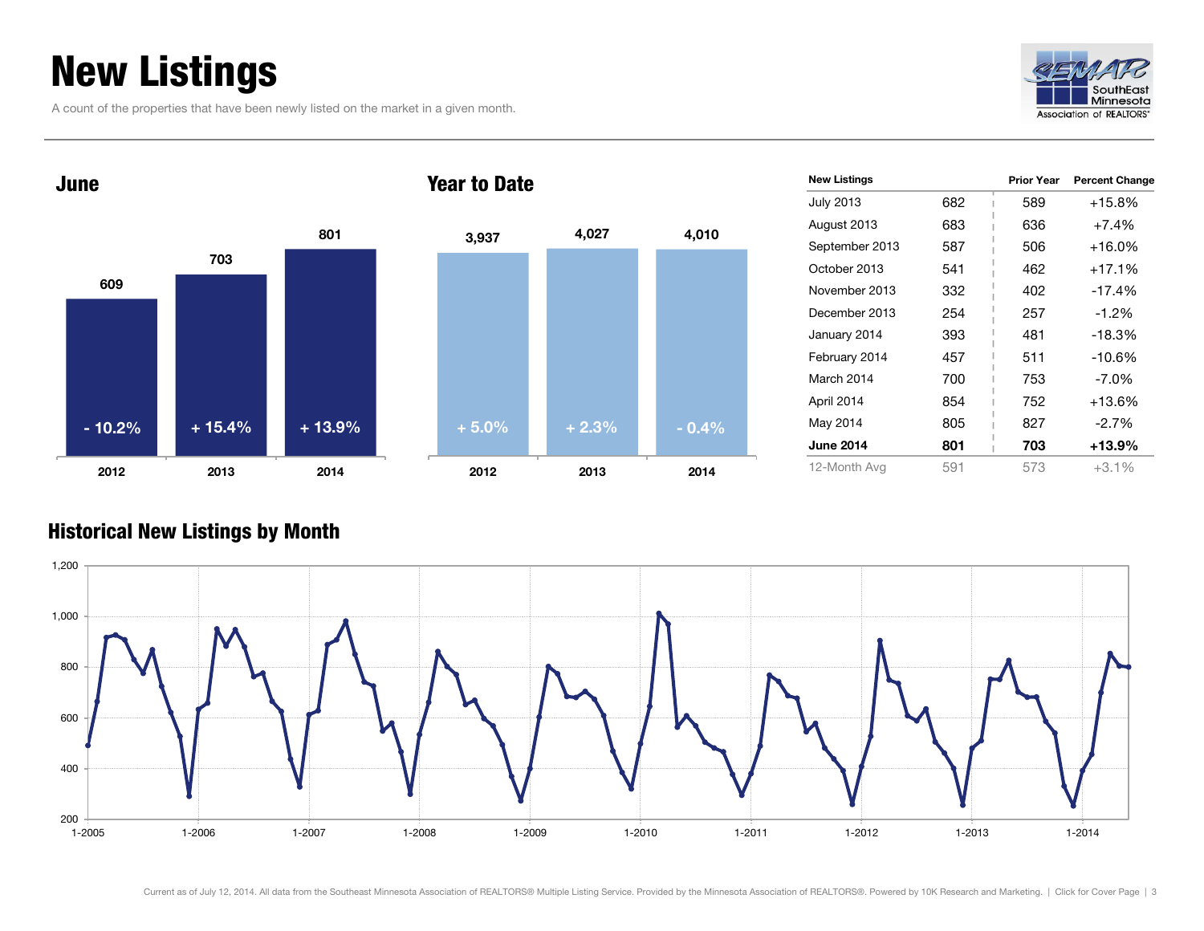# New Listings

A count of the properties that have been newly listed on the market in a given month.

## June

| | 2012 | 2013 | 2014 |
|---|---|---|---|
| New Listings | 609 | 703 | 801 |
| Change | - 10.2% | + 15.4% | + 13.9% |

## Year to Date

| | 2012 | 2013 | 2014 |
|---|---|---|---|
| New Listings | 3,937 | 4,027 | 4,010 |
| Change | + 5.0% | + 2.3% | - 0.4% |

| New Listings | | Prior Year | Percent Change |
|---|---|---|---|
| July 2013 | 682 | 589 | +15.8% |
| August 2013 | 683 | 636 | +7.4% |
| September 2013 | 587 | 506 | +16.0% |
| October 2013 | 541 | 462 | +17.1% |
| November 2013 | 332 | 402 | -17.4% |
| December 2013 | 254 | 257 | -1.2% |
| January 2014 | 393 | 481 | -18.3% |
| February 2014 | 457 | 511 | -10.6% |
| March 2014 | 700 | 753 | -7.0% |
| April 2014 | 854 | 752 | +13.6% |
| May 2014 | 805 | 827 | -2.7% |
| **June 2014** | **801** | **703** | **+13.9%** |
| 12-Month Avg | 591 | 573 | +3.1% |

## Historical New Listings by Month

Current as of July 12, 2014. All data from the Southeast Minnesota Association of REALTORS® Multiple Listing Service. Provided by the Minnesota Association of REALTORS®. Powered by 10K Research and Marketing. | Click for Cover Page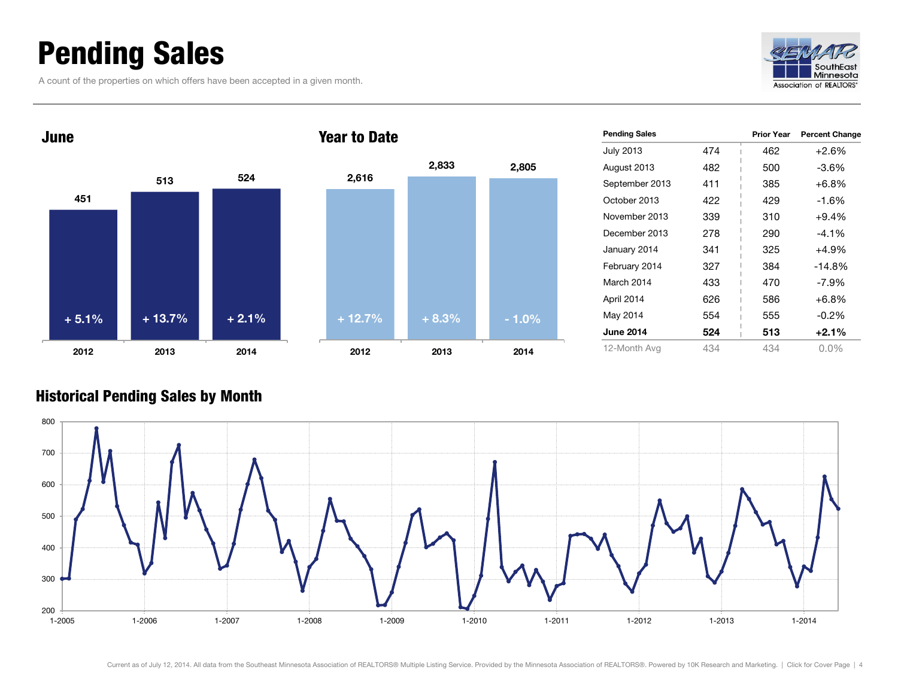# Pending Sales

A count of the properties on which offers have been accepted in a given month.

SEMAR SouthEast Minnesota Association of REALTORS®

## June

| | 2012 | 2013 | 2014 |
|---|---|---|---|
| Pending Sales | 451 | 513 | 524 |
| Percent Change | + 5.1% | + 13.7% | + 2.1% |

## Year to Date

| | 2012 | 2013 | 2014 |
|---|---|---|---|
| Pending Sales | 2,616 | 2,833 | 2,805 |
| Percent Change | + 12.7% | + 8.3% | - 1.0% |

| Pending Sales | | Prior Year | Percent Change |
|---|---|---|---|
| July 2013 | 474 | 462 | +2.6% |
| August 2013 | 482 | 500 | -3.6% |
| September 2013 | 411 | 385 | +6.8% |
| October 2013 | 422 | 429 | -1.6% |
| November 2013 | 339 | 310 | +9.4% |
| December 2013 | 278 | 290 | -4.1% |
| January 2014 | 341 | 325 | +4.9% |
| February 2014 | 327 | 384 | -14.8% |
| March 2014 | 433 | 470 | -7.9% |
| April 2014 | 626 | 586 | +6.8% |
| May 2014 | 554 | 555 | -0.2% |
| **June 2014** | **524** | **513** | **+2.1%** |
| 12-Month Avg | 434 | 434 | 0.0% |

## Historical Pending Sales by Month

Current as of July 12, 2014. All data from the Southeast Minnesota Association of REALTORS® Multiple Listing Service. Provided by the Minnesota Association of REALTORS®. Powered by 10K Research and Marketing. | Click for Cover Page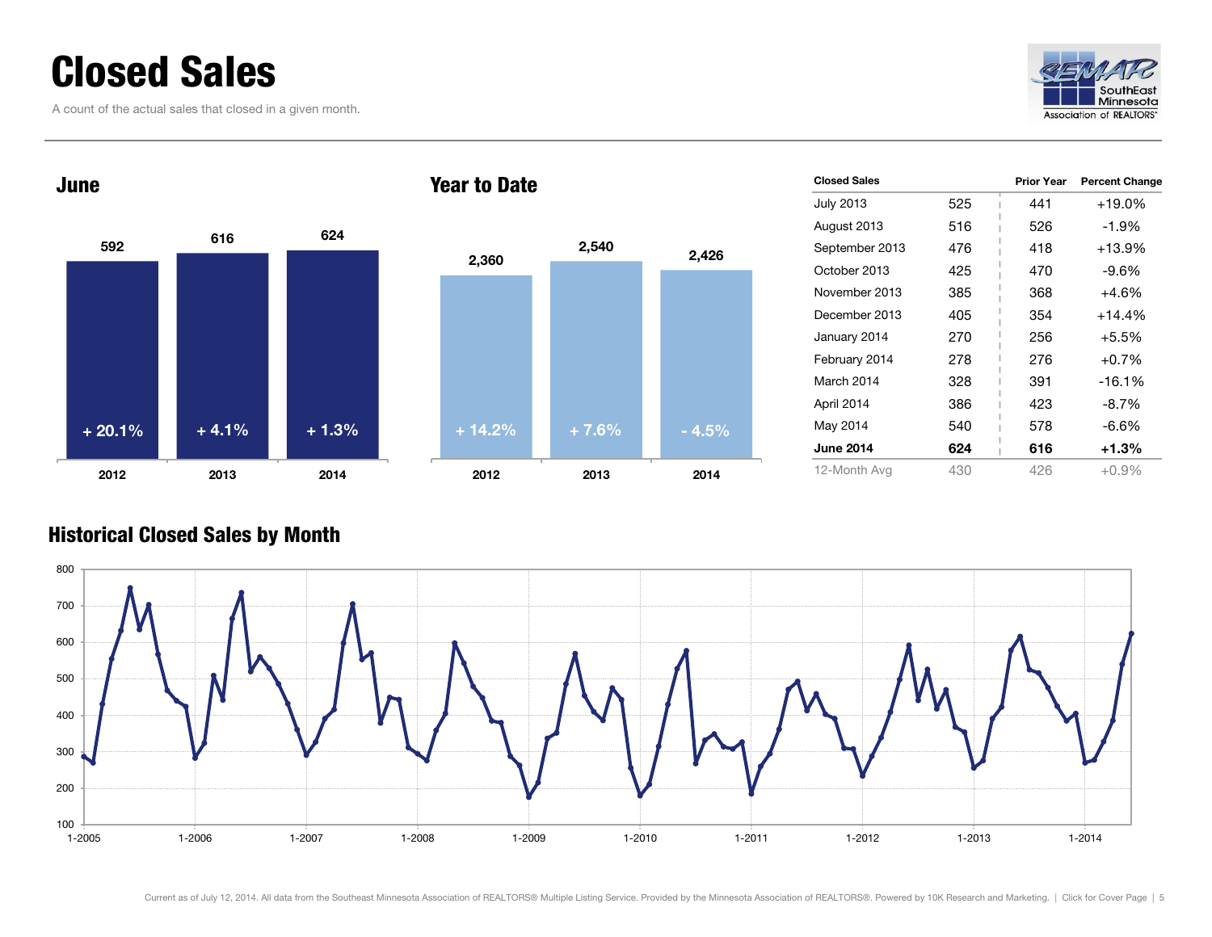# Closed Sales

A count of the actual sales that closed in a given month.

## June

| | 2012 | 2013 | 2014 |
|---|---|---|---|
| Closed Sales | 592 | 616 | 624 |
| Change | + 20.1% | + 4.1% | + 1.3% |

## Year to Date

| | 2012 | 2013 | 2014 |
|---|---|---|---|
| Closed Sales | 2,360 | 2,540 | 2,426 |
| Change | + 14.2% | + 7.6% | - 4.5% |

| Closed Sales | | Prior Year | Percent Change |
|---|---|---|---|
| July 2013 | 525 | 441 | +19.0% |
| August 2013 | 516 | 526 | -1.9% |
| September 2013 | 476 | 418 | +13.9% |
| October 2013 | 425 | 470 | -9.6% |
| November 2013 | 385 | 368 | +4.6% |
| December 2013 | 405 | 354 | +14.4% |
| January 2014 | 270 | 256 | +5.5% |
| February 2014 | 278 | 276 | +0.7% |
| March 2014 | 328 | 391 | -16.1% |
| April 2014 | 386 | 423 | -8.7% |
| May 2014 | 540 | 578 | -6.6% |
| **June 2014** | **624** | **616** | **+1.3%** |
| 12-Month Avg | 430 | 426 | +0.9% |

## Historical Closed Sales by Month

Current as of July 12, 2014. All data from the Southeast Minnesota Association of REALTORS® Multiple Listing Service. Provided by the Minnesota Association of REALTORS®. Powered by 10K Research and Marketing. | Click for Cover Page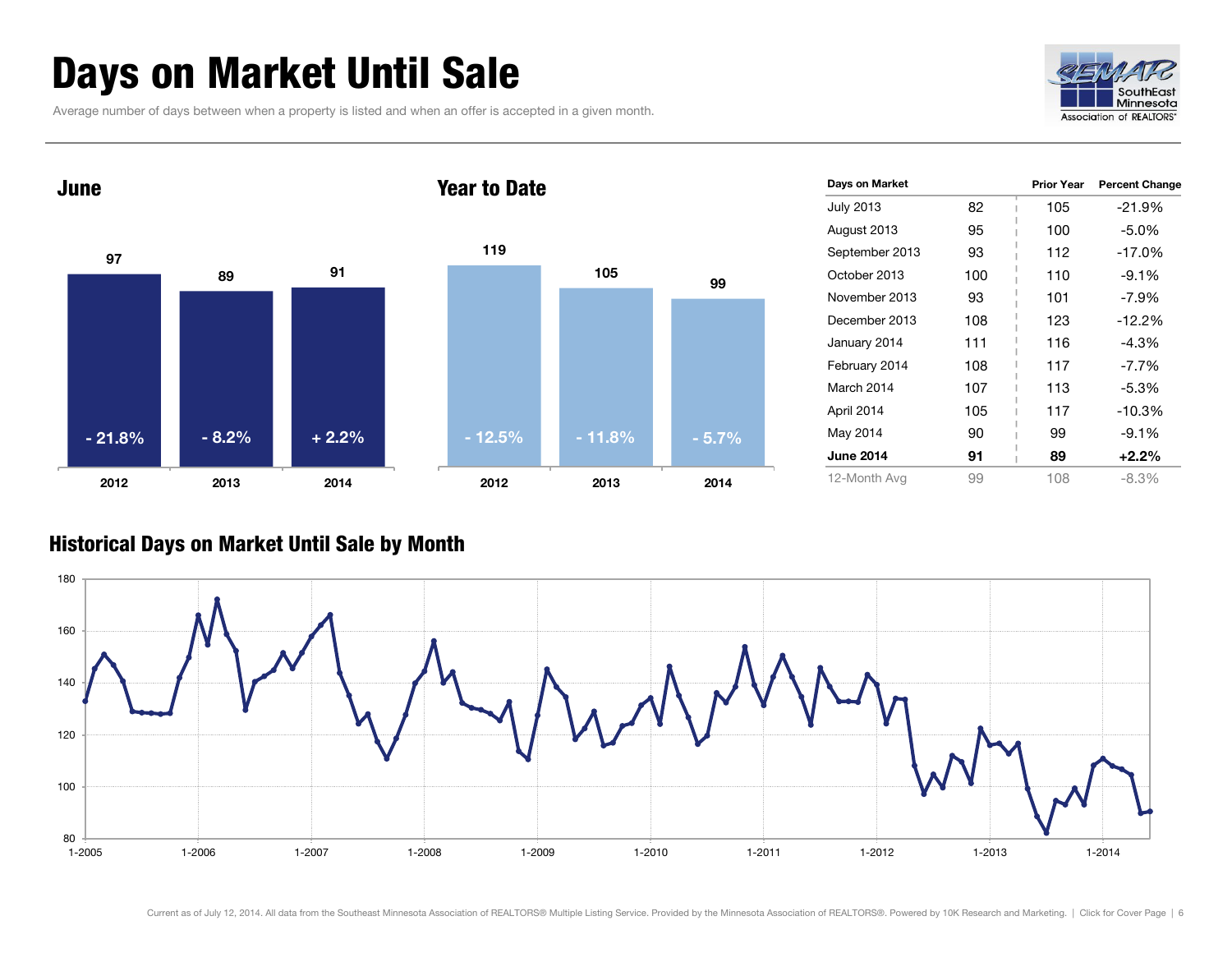# Days on Market Until Sale

Average number of days between when a property is listed and when an offer is accepted in a given month.

SEMAR SouthEast Minnesota Association of REALTORS®

## June

| Year | Days | Change |
|---|---|---|
| 2012 | 97 | - 21.8% |
| 2013 | 89 | - 8.2% |
| 2014 | 91 | + 2.2% |

## Year to Date

| Year | Days | Change |
|---|---|---|
| 2012 | 119 | - 12.5% |
| 2013 | 105 | - 11.8% |
| 2014 | 99 | - 5.7% |

| Days on Market | | Prior Year | Percent Change |
|---|---|---|---|
| July 2013 | 82 | 105 | -21.9% |
| August 2013 | 95 | 100 | -5.0% |
| September 2013 | 93 | 112 | -17.0% |
| October 2013 | 100 | 110 | -9.1% |
| November 2013 | 93 | 101 | -7.9% |
| December 2013 | 108 | 123 | -12.2% |
| January 2014 | 111 | 116 | -4.3% |
| February 2014 | 108 | 117 | -7.7% |
| March 2014 | 107 | 113 | -5.3% |
| April 2014 | 105 | 117 | -10.3% |
| May 2014 | 90 | 99 | -9.1% |
| **June 2014** | **91** | **89** | **+2.2%** |
| 12-Month Avg | 99 | 108 | -8.3% |

## Historical Days on Market Until Sale by Month

Current as of July 12, 2014. All data from the Southeast Minnesota Association of REALTORS® Multiple Listing Service. Provided by the Minnesota Association of REALTORS®. Powered by 10K Research and Marketing. | Click for Cover Page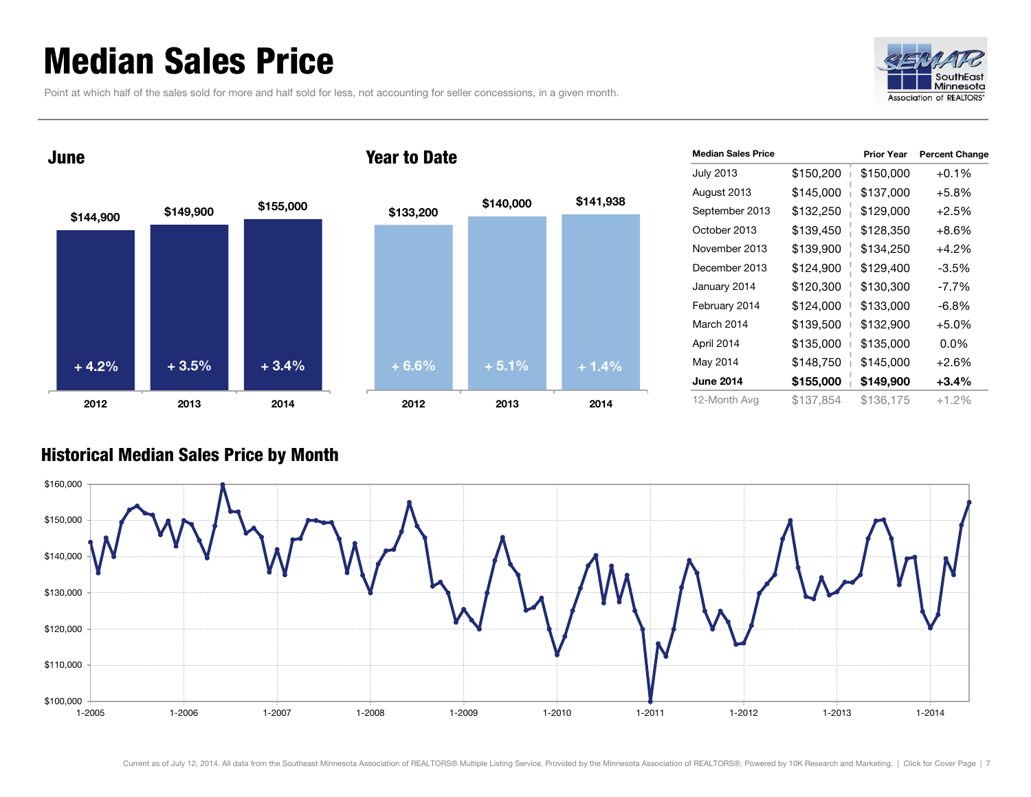# Median Sales Price

Point at which half of the sales sold for more and half sold for less, not accounting for seller concessions, in a given month.

## June

| Year | Median Sales Price | Change |
| --- | --- | --- |
| 2012 | $144,900 | + 4.2% |
| 2013 | $149,900 | + 3.5% |
| 2014 | $155,000 | + 3.4% |

## Year to Date

| Year | Median Sales Price | Change |
| --- | --- | --- |
| 2012 | $133,200 | + 6.6% |
| 2013 | $140,000 | + 5.1% |
| 2014 | $141,938 | + 1.4% |

| Median Sales Price | | Prior Year | Percent Change |
| --- | --- | --- | --- |
| July 2013 | $150,200 | $150,000 | +0.1% |
| August 2013 | $145,000 | $137,000 | +5.8% |
| September 2013 | $132,250 | $129,000 | +2.5% |
| October 2013 | $139,450 | $128,350 | +8.6% |
| November 2013 | $139,900 | $134,250 | +4.2% |
| December 2013 | $124,900 | $129,400 | -3.5% |
| January 2014 | $120,300 | $130,300 | -7.7% |
| February 2014 | $124,000 | $133,000 | -6.8% |
| March 2014 | $139,500 | $132,900 | +5.0% |
| April 2014 | $135,000 | $135,000 | 0.0% |
| May 2014 | $148,750 | $145,000 | +2.6% |
| **June 2014** | **$155,000** | **$149,900** | **+3.4%** |
| 12-Month Avg | $137,854 | $136,175 | +1.2% |

## Historical Median Sales Price by Month

Current as of July 12, 2014. All data from the Southeast Minnesota Association of REALTORS® Multiple Listing Service. Provided by the Minnesota Association of REALTORS®. Powered by 10K Research and Marketing. | Click for Cover Page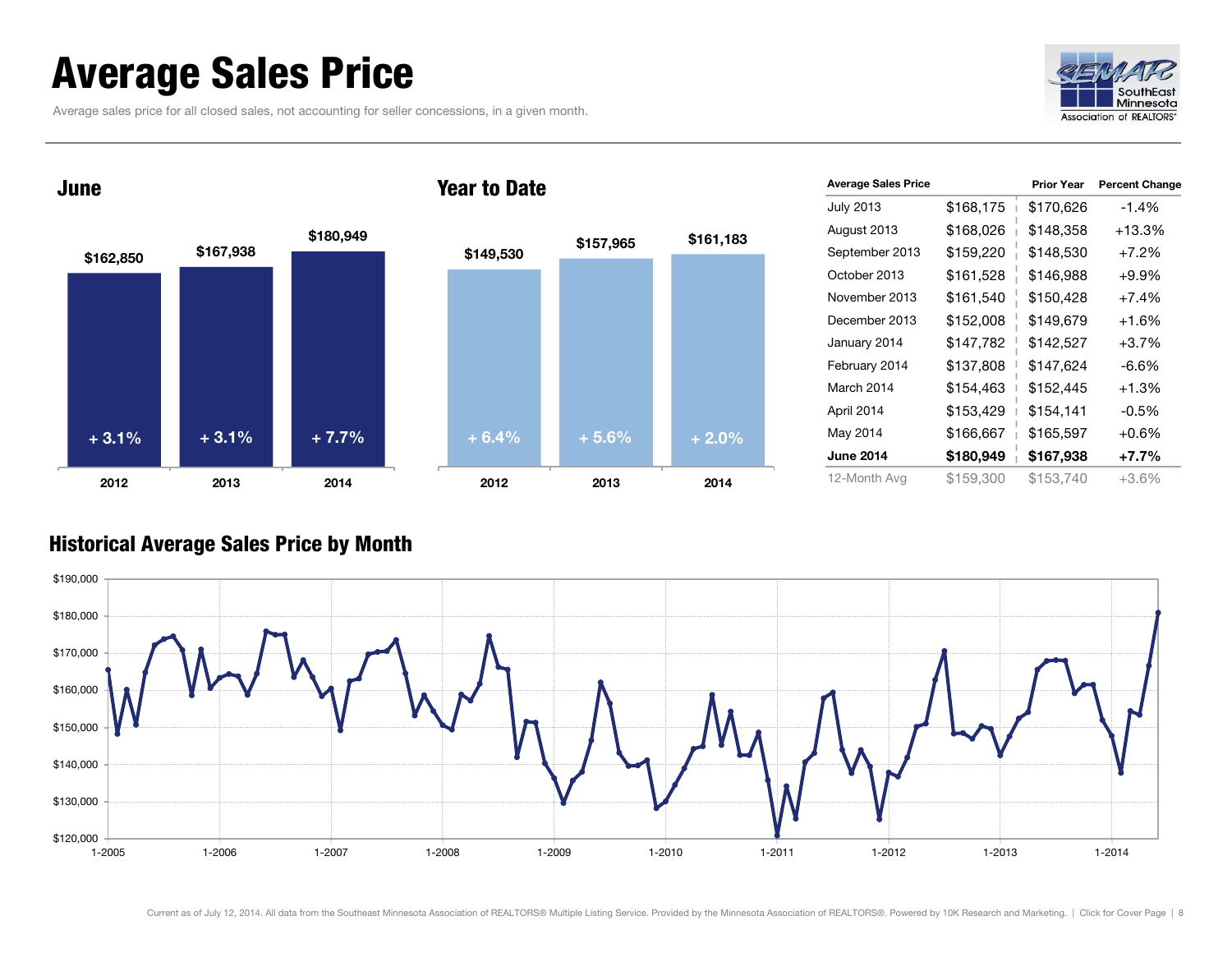# Average Sales Price

Average sales price for all closed sales, not accounting for seller concessions, in a given month.

## June

| | 2012 | 2013 | 2014 |
|---|---|---|---|
| Average Sales Price | $162,850 | $167,938 | $180,949 |
| Change | + 3.1% | + 3.1% | + 7.7% |

## Year to Date

| | 2012 | 2013 | 2014 |
|---|---|---|---|
| Average Sales Price | $149,530 | $157,965 | $161,183 |
| Change | + 6.4% | + 5.6% | + 2.0% |

| Average Sales Price | | Prior Year | Percent Change |
|---|---|---|---|
| July 2013 | $168,175 | $170,626 | -1.4% |
| August 2013 | $168,026 | $148,358 | +13.3% |
| September 2013 | $159,220 | $148,530 | +7.2% |
| October 2013 | $161,528 | $146,988 | +9.9% |
| November 2013 | $161,540 | $150,428 | +7.4% |
| December 2013 | $152,008 | $149,679 | +1.6% |
| January 2014 | $147,782 | $142,527 | +3.7% |
| February 2014 | $137,808 | $147,624 | -6.6% |
| March 2014 | $154,463 | $152,445 | +1.3% |
| April 2014 | $153,429 | $154,141 | -0.5% |
| May 2014 | $166,667 | $165,597 | +0.6% |
| **June 2014** | **$180,949** | **$167,938** | **+7.7%** |
| 12-Month Avg | $159,300 | $153,740 | +3.6% |

## Historical Average Sales Price by Month

Current as of July 12, 2014. All data from the Southeast Minnesota Association of REALTORS® Multiple Listing Service. Provided by the Minnesota Association of REALTORS®. Powered by 10K Research and Marketing. | Click for Cover Page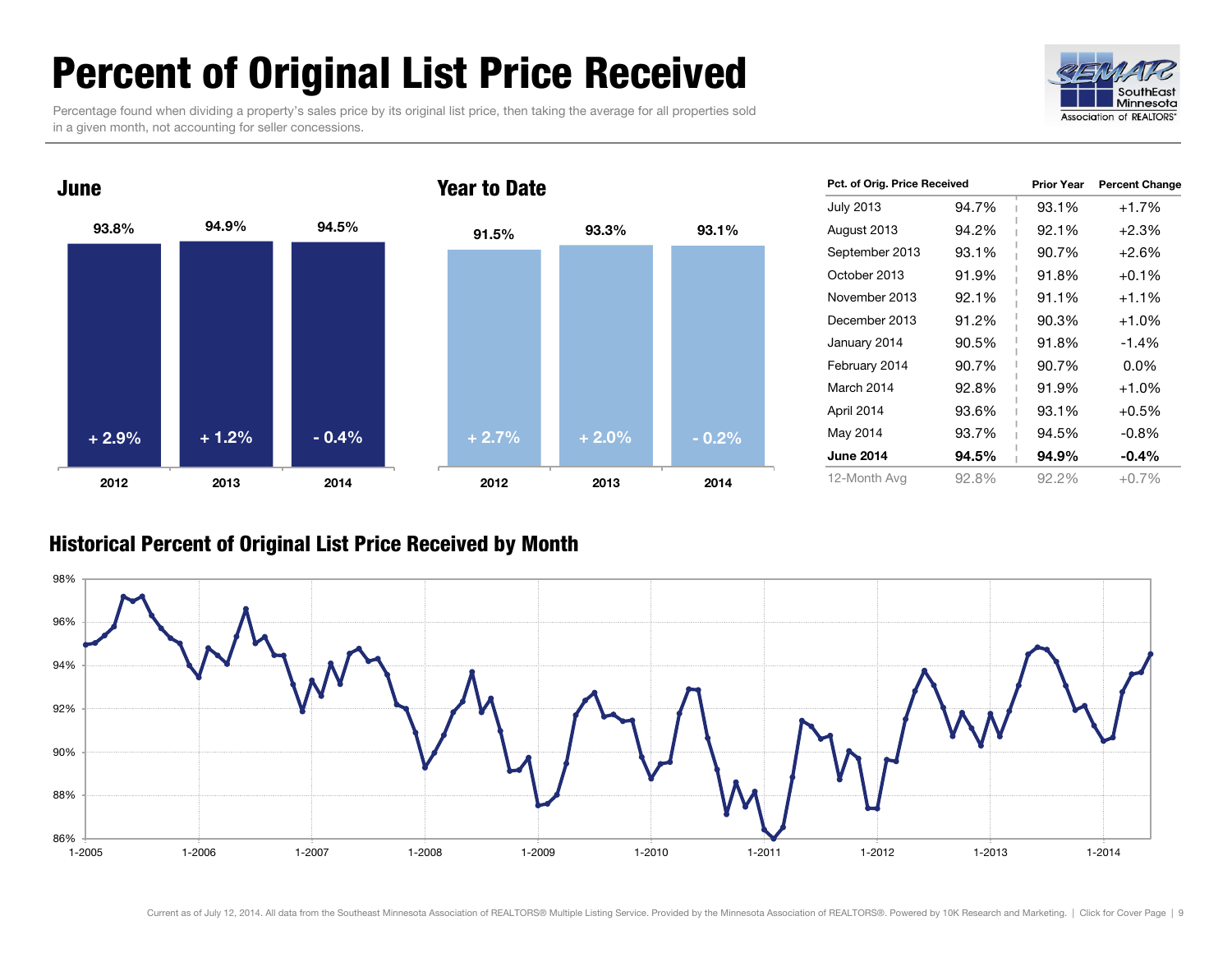# Percent of Original List Price Received

Percentage found when dividing a property's sales price by its original list price, then taking the average for all properties sold in a given month, not accounting for seller concessions.

## June

| | 2012 | 2013 | 2014 |
|---|---|---|---|
| Percent of Original List Price Received | 93.8% | 94.9% | 94.5% |
| Change | + 2.9% | + 1.2% | - 0.4% |

## Year to Date

| | 2012 | 2013 | 2014 |
|---|---|---|---|
| Percent of Original List Price Received | 91.5% | 93.3% | 93.1% |
| Change | + 2.7% | + 2.0% | - 0.2% |

| Pct. of Orig. Price Received | | Prior Year | Percent Change |
|---|---|---|---|
| July 2013 | 94.7% | 93.1% | +1.7% |
| August 2013 | 94.2% | 92.1% | +2.3% |
| September 2013 | 93.1% | 90.7% | +2.6% |
| October 2013 | 91.9% | 91.8% | +0.1% |
| November 2013 | 92.1% | 91.1% | +1.1% |
| December 2013 | 91.2% | 90.3% | +1.0% |
| January 2014 | 90.5% | 91.8% | -1.4% |
| February 2014 | 90.7% | 90.7% | 0.0% |
| March 2014 | 92.8% | 91.9% | +1.0% |
| April 2014 | 93.6% | 93.1% | +0.5% |
| May 2014 | 93.7% | 94.5% | -0.8% |
| **June 2014** | **94.5%** | **94.9%** | **-0.4%** |
| 12-Month Avg | 92.8% | 92.2% | +0.7% |

## Historical Percent of Original List Price Received by Month

Current as of July 12, 2014. All data from the Southeast Minnesota Association of REALTORS® Multiple Listing Service. Provided by the Minnesota Association of REALTORS®. Powered by 10K Research and Marketing. | Click for Cover Page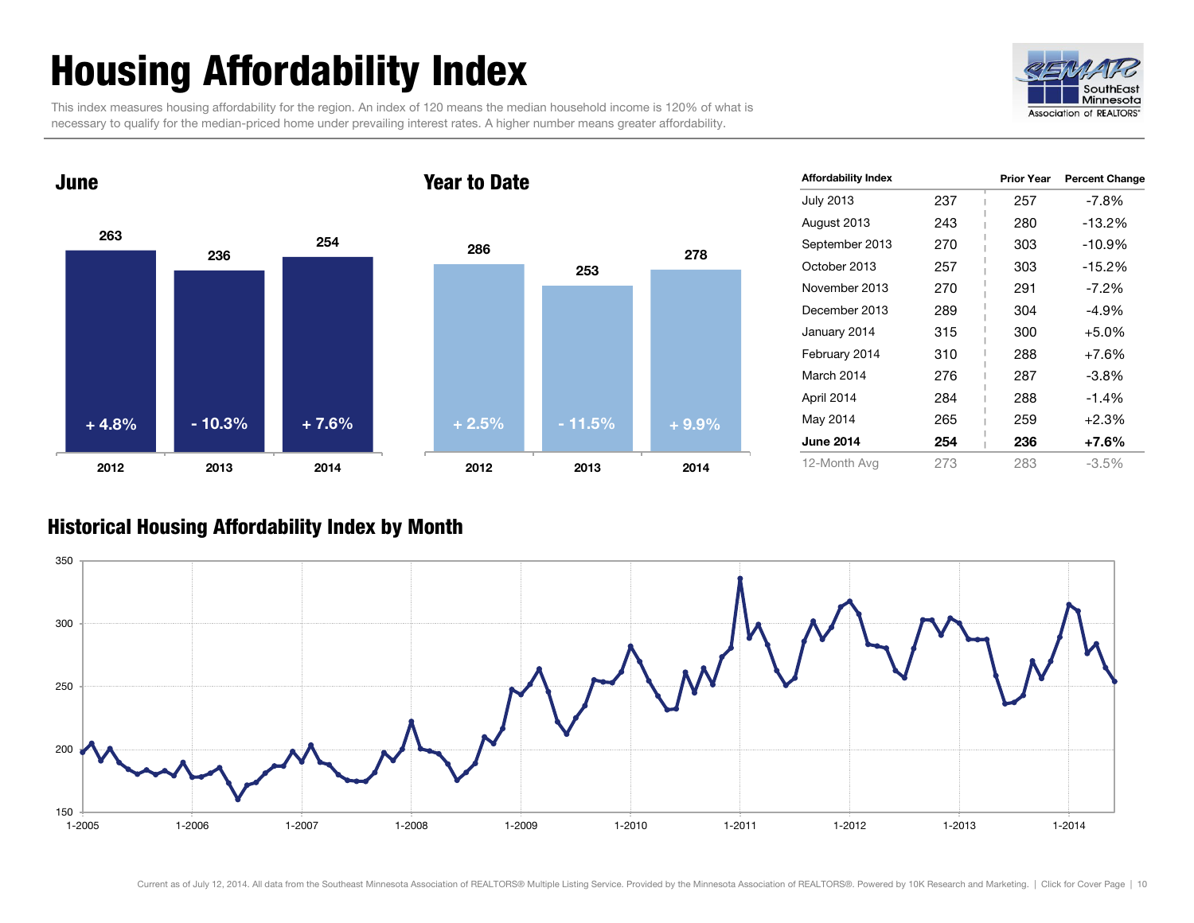# Housing Affordability Index

This index measures housing affordability for the region. An index of 120 means the median household income is 120% of what is necessary to qualify for the median-priced home under prevailing interest rates. A higher number means greater affordability.

## June

| | 2012 | 2013 | 2014 |
|---|---|---|---|
| Index | 263 | 236 | 254 |
| Change | + 4.8% | - 10.3% | + 7.6% |

## Year to Date

| | 2012 | 2013 | 2014 |
|---|---|---|---|
| Index | 286 | 253 | 278 |
| Change | + 2.5% | - 11.5% | + 9.9% |

| Affordability Index | | Prior Year | Percent Change |
|---|---|---|---|
| July 2013 | 237 | 257 | -7.8% |
| August 2013 | 243 | 280 | -13.2% |
| September 2013 | 270 | 303 | -10.9% |
| October 2013 | 257 | 303 | -15.2% |
| November 2013 | 270 | 291 | -7.2% |
| December 2013 | 289 | 304 | -4.9% |
| January 2014 | 315 | 300 | +5.0% |
| February 2014 | 310 | 288 | +7.6% |
| March 2014 | 276 | 287 | -3.8% |
| April 2014 | 284 | 288 | -1.4% |
| May 2014 | 265 | 259 | +2.3% |
| **June 2014** | **254** | **236** | **+7.6%** |
| 12-Month Avg | 273 | 283 | -3.5% |

## Historical Housing Affordability Index by Month

Current as of July 12, 2014. All data from the Southeast Minnesota Association of REALTORS® Multiple Listing Service. Provided by the Minnesota Association of REALTORS®. Powered by 10K Research and Marketing. | Click for Cover Page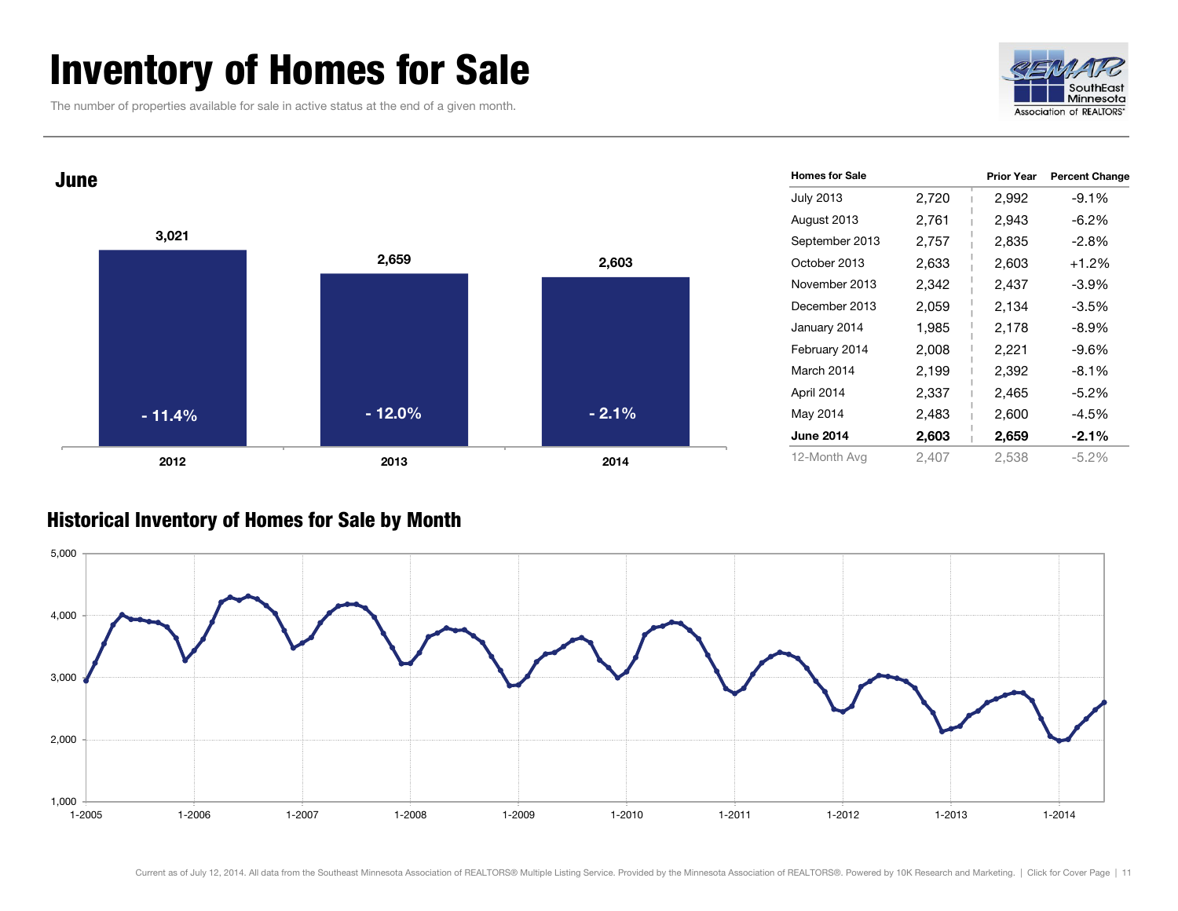# Inventory of Homes for Sale

The number of properties available for sale in active status at the end of a given month.

## June

| Year | Homes for Sale | Percent Change |
|---|---|---|
| 2012 | 3,021 | - 11.4% |
| 2013 | 2,659 | - 12.0% |
| 2014 | 2,603 | - 2.1% |

| Homes for Sale | | Prior Year | Percent Change |
|---|---|---|---|
| July 2013 | 2,720 | 2,992 | -9.1% |
| August 2013 | 2,761 | 2,943 | -6.2% |
| September 2013 | 2,757 | 2,835 | -2.8% |
| October 2013 | 2,633 | 2,603 | +1.2% |
| November 2013 | 2,342 | 2,437 | -3.9% |
| December 2013 | 2,059 | 2,134 | -3.5% |
| January 2014 | 1,985 | 2,178 | -8.9% |
| February 2014 | 2,008 | 2,221 | -9.6% |
| March 2014 | 2,199 | 2,392 | -8.1% |
| April 2014 | 2,337 | 2,465 | -5.2% |
| May 2014 | 2,483 | 2,600 | -4.5% |
| **June 2014** | **2,603** | **2,659** | **-2.1%** |
| 12-Month Avg | 2,407 | 2,538 | -5.2% |

## Historical Inventory of Homes for Sale by Month

Current as of July 12, 2014. All data from the Southeast Minnesota Association of REALTORS® Multiple Listing Service. Provided by the Minnesota Association of REALTORS®. Powered by 10K Research and Marketing. | Click for Cover Page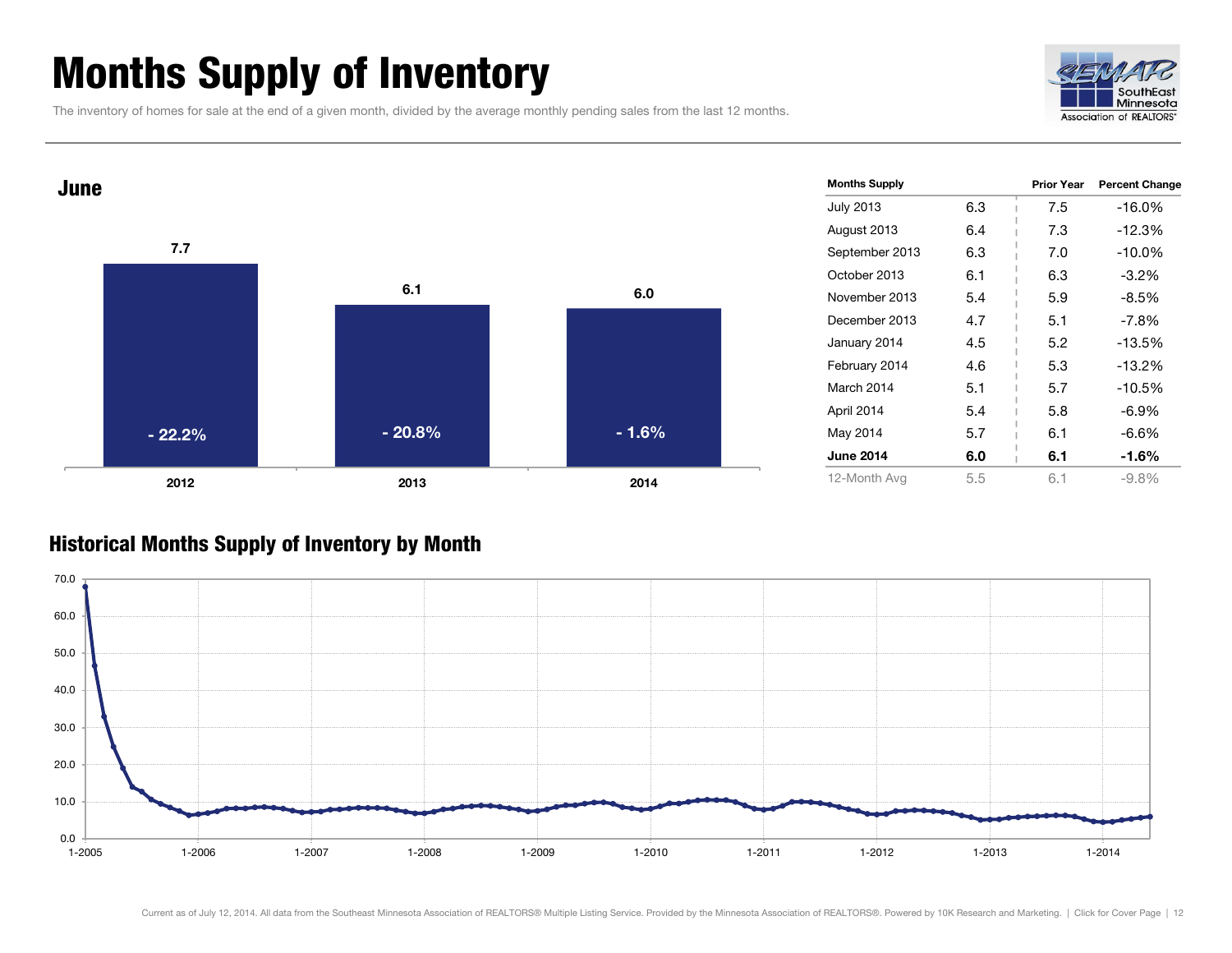# Months Supply of Inventory

The inventory of homes for sale at the end of a given month, divided by the average monthly pending sales from the last 12 months.

## June

| | 2012 | 2013 | 2014 |
|---|---|---|---|
| Months Supply | 7.7 | 6.1 | 6.0 |
| Percent Change | - 22.2% | - 20.8% | - 1.6% |

| Months Supply | | Prior Year | Percent Change |
|---|---|---|---|
| July 2013 | 6.3 | 7.5 | -16.0% |
| August 2013 | 6.4 | 7.3 | -12.3% |
| September 2013 | 6.3 | 7.0 | -10.0% |
| October 2013 | 6.1 | 6.3 | -3.2% |
| November 2013 | 5.4 | 5.9 | -8.5% |
| December 2013 | 4.7 | 5.1 | -7.8% |
| January 2014 | 4.5 | 5.2 | -13.5% |
| February 2014 | 4.6 | 5.3 | -13.2% |
| March 2014 | 5.1 | 5.7 | -10.5% |
| April 2014 | 5.4 | 5.8 | -6.9% |
| May 2014 | 5.7 | 6.1 | -6.6% |
| **June 2014** | **6.0** | **6.1** | **-1.6%** |
| 12-Month Avg | 5.5 | 6.1 | -9.8% |

## Historical Months Supply of Inventory by Month

Current as of July 12, 2014. All data from the Southeast Minnesota Association of REALTORS® Multiple Listing Service. Provided by the Minnesota Association of REALTORS®. Powered by 10K Research and Marketing. | Click for Cover Page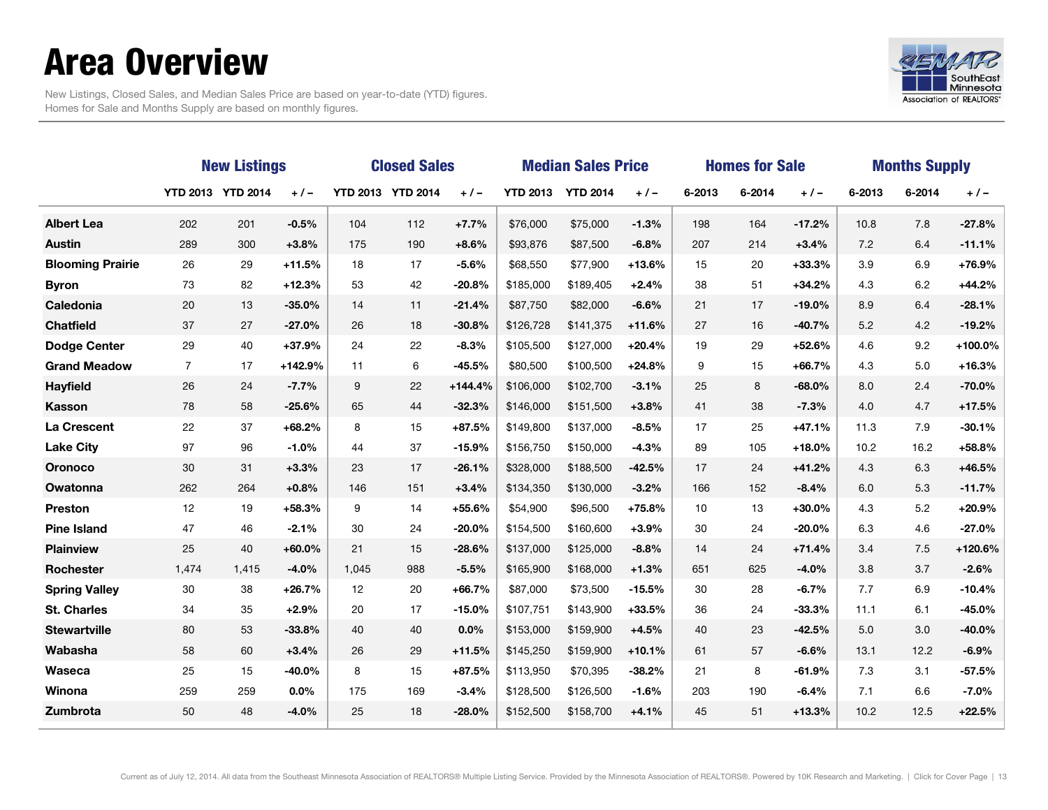# Area Overview

New Listings, Closed Sales, and Median Sales Price are based on year-to-date (YTD) figures.
Homes for Sale and Months Supply are based on monthly figures.

| | New Listings | | | Closed Sales | | | Median Sales Price | | | Homes for Sale | | | Months Supply | | |
|---|---|---|---|---|---|---|---|---|---|---|---|---|---|---|---|
| | YTD 2013 | YTD 2014 | + / – | YTD 2013 | YTD 2014 | + / – | YTD 2013 | YTD 2014 | + / – | 6-2013 | 6-2014 | + / – | 6-2013 | 6-2014 | + / – |
| **Albert Lea** | 202 | 201 | -0.5% | 104 | 112 | +7.7% | $76,000 | $75,000 | -1.3% | 198 | 164 | -17.2% | 10.8 | 7.8 | -27.8% |
| **Austin** | 289 | 300 | +3.8% | 175 | 190 | +8.6% | $93,876 | $87,500 | -6.8% | 207 | 214 | +3.4% | 7.2 | 6.4 | -11.1% |
| **Blooming Prairie** | 26 | 29 | +11.5% | 18 | 17 | -5.6% | $68,550 | $77,900 | +13.6% | 15 | 20 | +33.3% | 3.9 | 6.9 | +76.9% |
| **Byron** | 73 | 82 | +12.3% | 53 | 42 | -20.8% | $185,000 | $189,405 | +2.4% | 38 | 51 | +34.2% | 4.3 | 6.2 | +44.2% |
| **Caledonia** | 20 | 13 | -35.0% | 14 | 11 | -21.4% | $87,750 | $82,000 | -6.6% | 21 | 17 | -19.0% | 8.9 | 6.4 | -28.1% |
| **Chatfield** | 37 | 27 | -27.0% | 26 | 18 | -30.8% | $126,728 | $141,375 | +11.6% | 27 | 16 | -40.7% | 5.2 | 4.2 | -19.2% |
| **Dodge Center** | 29 | 40 | +37.9% | 24 | 22 | -8.3% | $105,500 | $127,000 | +20.4% | 19 | 29 | +52.6% | 4.6 | 9.2 | +100.0% |
| **Grand Meadow** | 7 | 17 | +142.9% | 11 | 6 | -45.5% | $80,500 | $100,500 | +24.8% | 9 | 15 | +66.7% | 4.3 | 5.0 | +16.3% |
| **Hayfield** | 26 | 24 | -7.7% | 9 | 22 | +144.4% | $106,000 | $102,700 | -3.1% | 25 | 8 | -68.0% | 8.0 | 2.4 | -70.0% |
| **Kasson** | 78 | 58 | -25.6% | 65 | 44 | -32.3% | $146,000 | $151,500 | +3.8% | 41 | 38 | -7.3% | 4.0 | 4.7 | +17.5% |
| **La Crescent** | 22 | 37 | +68.2% | 8 | 15 | +87.5% | $149,800 | $137,000 | -8.5% | 17 | 25 | +47.1% | 11.3 | 7.9 | -30.1% |
| **Lake City** | 97 | 96 | -1.0% | 44 | 37 | -15.9% | $156,750 | $150,000 | -4.3% | 89 | 105 | +18.0% | 10.2 | 16.2 | +58.8% |
| **Oronoco** | 30 | 31 | +3.3% | 23 | 17 | -26.1% | $328,000 | $188,500 | -42.5% | 17 | 24 | +41.2% | 4.3 | 6.3 | +46.5% |
| **Owatonna** | 262 | 264 | +0.8% | 146 | 151 | +3.4% | $134,350 | $130,000 | -3.2% | 166 | 152 | -8.4% | 6.0 | 5.3 | -11.7% |
| **Preston** | 12 | 19 | +58.3% | 9 | 14 | +55.6% | $54,900 | $96,500 | +75.8% | 10 | 13 | +30.0% | 4.3 | 5.2 | +20.9% |
| **Pine Island** | 47 | 46 | -2.1% | 30 | 24 | -20.0% | $154,500 | $160,600 | +3.9% | 30 | 24 | -20.0% | 6.3 | 4.6 | -27.0% |
| **Plainview** | 25 | 40 | +60.0% | 21 | 15 | -28.6% | $137,000 | $125,000 | -8.8% | 14 | 24 | +71.4% | 3.4 | 7.5 | +120.6% |
| **Rochester** | 1,474 | 1,415 | -4.0% | 1,045 | 988 | -5.5% | $165,900 | $168,000 | +1.3% | 651 | 625 | -4.0% | 3.8 | 3.7 | -2.6% |
| **Spring Valley** | 30 | 38 | +26.7% | 12 | 20 | +66.7% | $87,000 | $73,500 | -15.5% | 30 | 28 | -6.7% | 7.7 | 6.9 | -10.4% |
| **St. Charles** | 34 | 35 | +2.9% | 20 | 17 | -15.0% | $107,751 | $143,900 | +33.5% | 36 | 24 | -33.3% | 11.1 | 6.1 | -45.0% |
| **Stewartville** | 80 | 53 | -33.8% | 40 | 40 | 0.0% | $153,000 | $159,900 | +4.5% | 40 | 23 | -42.5% | 5.0 | 3.0 | -40.0% |
| **Wabasha** | 58 | 60 | +3.4% | 26 | 29 | +11.5% | $145,250 | $159,900 | +10.1% | 61 | 57 | -6.6% | 13.1 | 12.2 | -6.9% |
| **Waseca** | 25 | 15 | -40.0% | 8 | 15 | +87.5% | $113,950 | $70,395 | -38.2% | 21 | 8 | -61.9% | 7.3 | 3.1 | -57.5% |
| **Winona** | 259 | 259 | 0.0% | 175 | 169 | -3.4% | $128,500 | $126,500 | -1.6% | 203 | 190 | -6.4% | 7.1 | 6.6 | -7.0% |
| **Zumbrota** | 50 | 48 | -4.0% | 25 | 18 | -28.0% | $152,500 | $158,700 | +4.1% | 45 | 51 | +13.3% | 10.2 | 12.5 | +22.5% |

Current as of July 12, 2014. All data from the Southeast Minnesota Association of REALTORS® Multiple Listing Service. Provided by the Minnesota Association of REALTORS®. Powered by 10K Research and Marketing. | Click for Cover Page